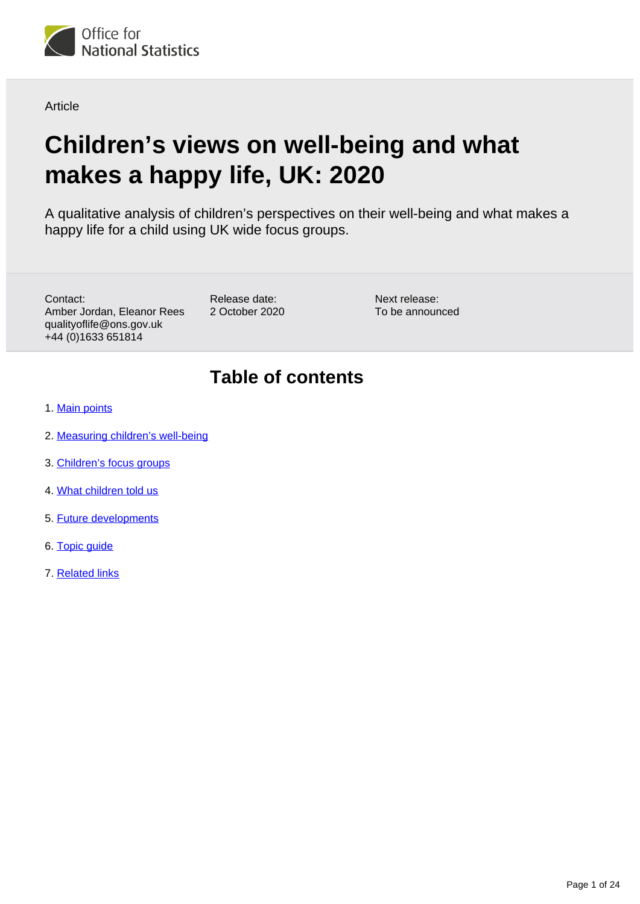Article

# Children's views on well-being and what makes a happy life, UK: 2020

A qualitative analysis of children's perspectives on their well-being and what makes a happy life for a child using UK wide focus groups.

Contact:
Amber Jordan, Eleanor Rees
qualityoflife@ons.gov.uk
+44 (0)1633 651814

Release date:
2 October 2020

Next release:
To be announced

## Table of contents

1. Main points
2. Measuring children's well-being
3. Children's focus groups
4. What children told us
5. Future developments
6. Topic guide
7. Related links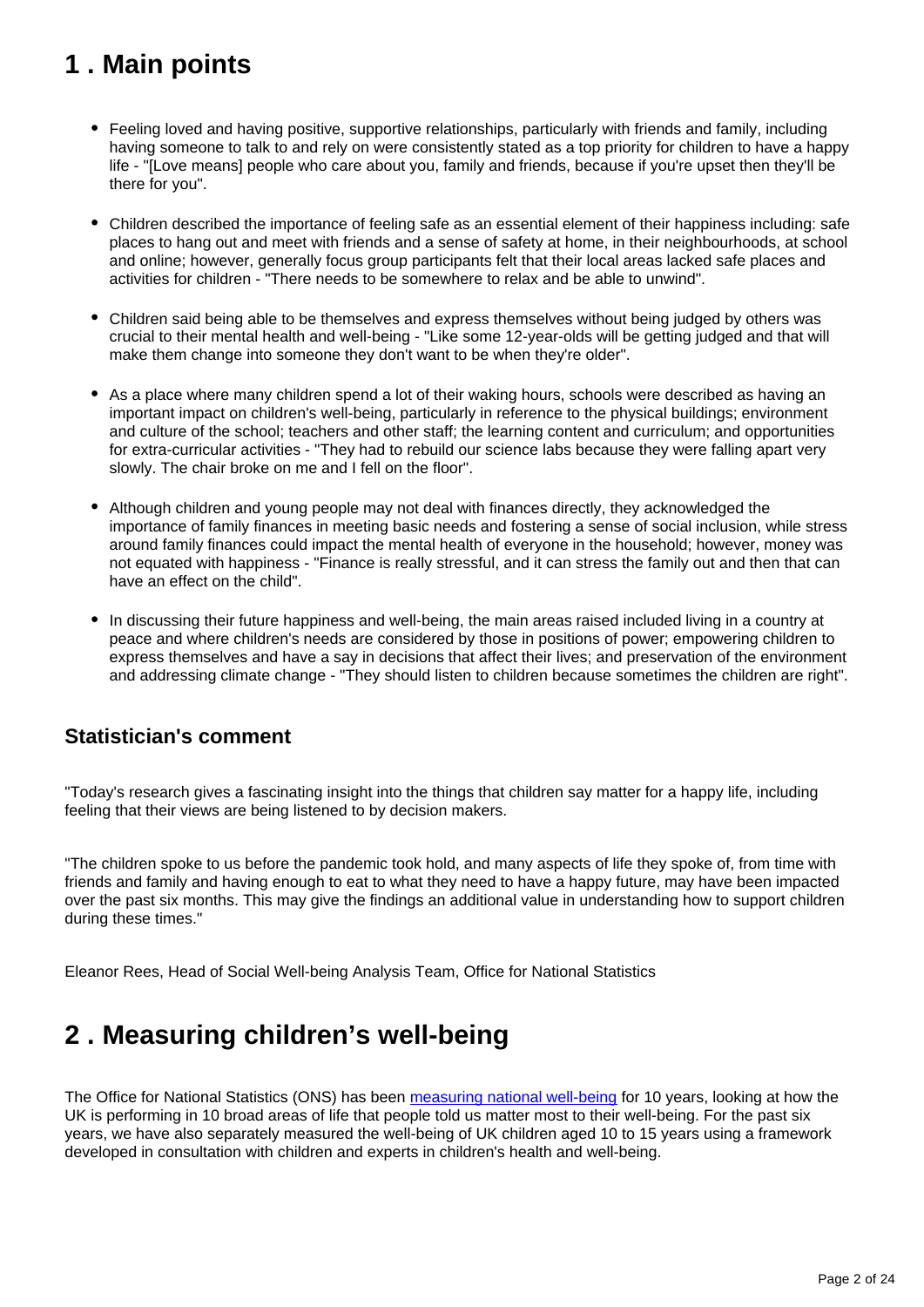## 1 . Main points

- Feeling loved and having positive, supportive relationships, particularly with friends and family, including having someone to talk to and rely on were consistently stated as a top priority for children to have a happy life - "[Love means] people who care about you, family and friends, because if you're upset then they'll be there for you".
- Children described the importance of feeling safe as an essential element of their happiness including: safe places to hang out and meet with friends and a sense of safety at home, in their neighbourhoods, at school and online; however, generally focus group participants felt that their local areas lacked safe places and activities for children - "There needs to be somewhere to relax and be able to unwind".
- Children said being able to be themselves and express themselves without being judged by others was crucial to their mental health and well-being - "Like some 12-year-olds will be getting judged and that will make them change into someone they don't want to be when they're older".
- As a place where many children spend a lot of their waking hours, schools were described as having an important impact on children's well-being, particularly in reference to the physical buildings; environment and culture of the school; teachers and other staff; the learning content and curriculum; and opportunities for extra-curricular activities - "They had to rebuild our science labs because they were falling apart very slowly. The chair broke on me and I fell on the floor".
- Although children and young people may not deal with finances directly, they acknowledged the importance of family finances in meeting basic needs and fostering a sense of social inclusion, while stress around family finances could impact the mental health of everyone in the household; however, money was not equated with happiness - "Finance is really stressful, and it can stress the family out and then that can have an effect on the child".
- In discussing their future happiness and well-being, the main areas raised included living in a country at peace and where children's needs are considered by those in positions of power; empowering children to express themselves and have a say in decisions that affect their lives; and preservation of the environment and addressing climate change - "They should listen to children because sometimes the children are right".

### Statistician's comment

"Today's research gives a fascinating insight into the things that children say matter for a happy life, including feeling that their views are being listened to by decision makers.

"The children spoke to us before the pandemic took hold, and many aspects of life they spoke of, from time with friends and family and having enough to eat to what they need to have a happy future, may have been impacted over the past six months. This may give the findings an additional value in understanding how to support children during these times."

Eleanor Rees, Head of Social Well-being Analysis Team, Office for National Statistics

## 2 . Measuring children's well-being

The Office for National Statistics (ONS) has been measuring national well-being for 10 years, looking at how the UK is performing in 10 broad areas of life that people told us matter most to their well-being. For the past six years, we have also separately measured the well-being of UK children aged 10 to 15 years using a framework developed in consultation with children and experts in children's health and well-being.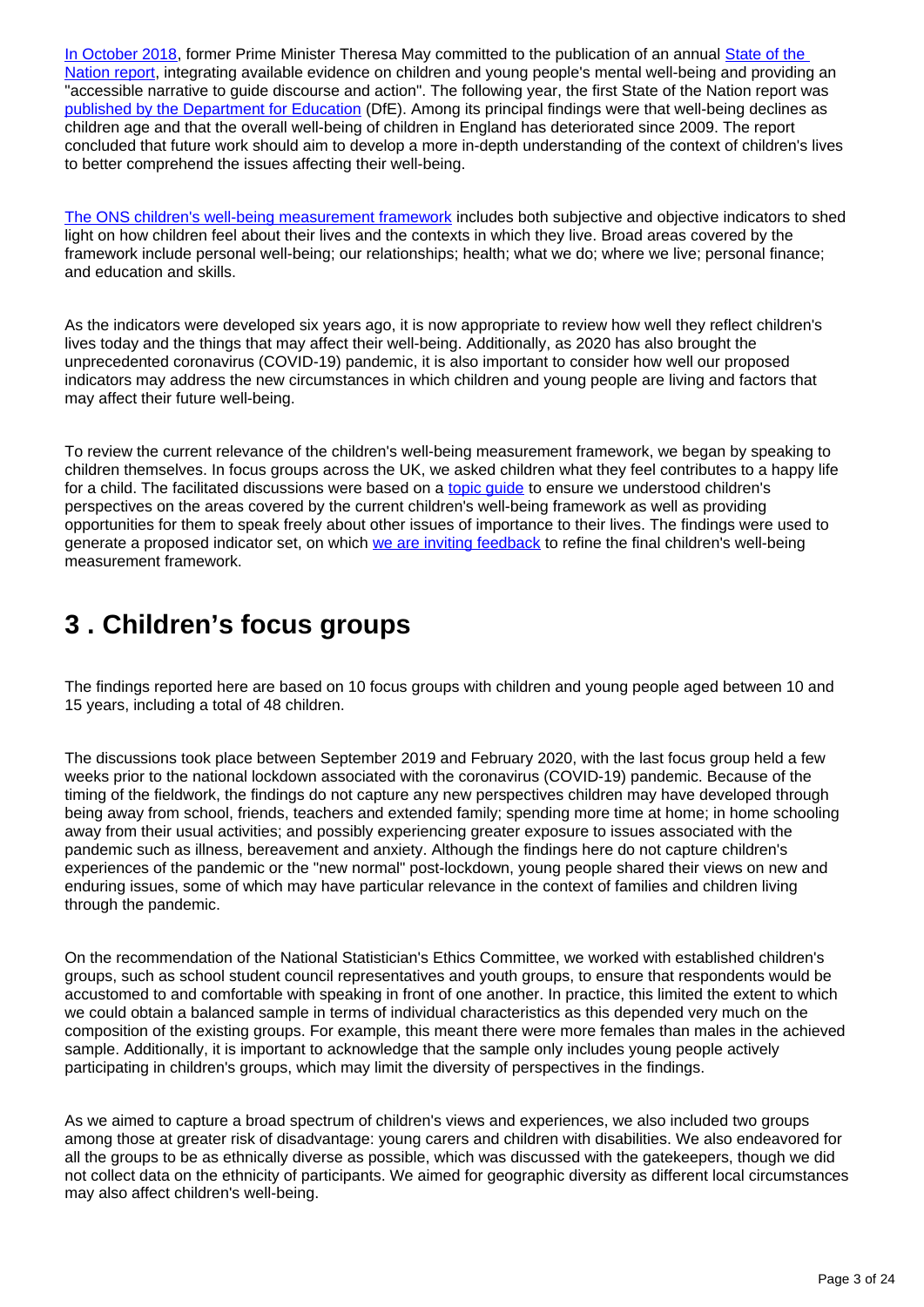In October 2018, former Prime Minister Theresa May committed to the publication of an annual State of the Nation report, integrating available evidence on children and young people's mental well-being and providing an "accessible narrative to guide discourse and action". The following year, the first State of the Nation report was published by the Department for Education (DfE). Among its principal findings were that well-being declines as children age and that the overall well-being of children in England has deteriorated since 2009. The report concluded that future work should aim to develop a more in-depth understanding of the context of children's lives to better comprehend the issues affecting their well-being.

The ONS children's well-being measurement framework includes both subjective and objective indicators to shed light on how children feel about their lives and the contexts in which they live. Broad areas covered by the framework include personal well-being; our relationships; health; what we do; where we live; personal finance; and education and skills.

As the indicators were developed six years ago, it is now appropriate to review how well they reflect children's lives today and the things that may affect their well-being. Additionally, as 2020 has also brought the unprecedented coronavirus (COVID-19) pandemic, it is also important to consider how well our proposed indicators may address the new circumstances in which children and young people are living and factors that may affect their future well-being.

To review the current relevance of the children's well-being measurement framework, we began by speaking to children themselves. In focus groups across the UK, we asked children what they feel contributes to a happy life for a child. The facilitated discussions were based on a topic guide to ensure we understood children's perspectives on the areas covered by the current children's well-being framework as well as providing opportunities for them to speak freely about other issues of importance to their lives. The findings were used to generate a proposed indicator set, on which we are inviting feedback to refine the final children's well-being measurement framework.

## 3 . Children's focus groups

The findings reported here are based on 10 focus groups with children and young people aged between 10 and 15 years, including a total of 48 children.

The discussions took place between September 2019 and February 2020, with the last focus group held a few weeks prior to the national lockdown associated with the coronavirus (COVID-19) pandemic. Because of the timing of the fieldwork, the findings do not capture any new perspectives children may have developed through being away from school, friends, teachers and extended family; spending more time at home; in home schooling away from their usual activities; and possibly experiencing greater exposure to issues associated with the pandemic such as illness, bereavement and anxiety. Although the findings here do not capture children's experiences of the pandemic or the "new normal" post-lockdown, young people shared their views on new and enduring issues, some of which may have particular relevance in the context of families and children living through the pandemic.

On the recommendation of the National Statistician's Ethics Committee, we worked with established children's groups, such as school student council representatives and youth groups, to ensure that respondents would be accustomed to and comfortable with speaking in front of one another. In practice, this limited the extent to which we could obtain a balanced sample in terms of individual characteristics as this depended very much on the composition of the existing groups. For example, this meant there were more females than males in the achieved sample. Additionally, it is important to acknowledge that the sample only includes young people actively participating in children's groups, which may limit the diversity of perspectives in the findings.

As we aimed to capture a broad spectrum of children's views and experiences, we also included two groups among those at greater risk of disadvantage: young carers and children with disabilities. We also endeavored for all the groups to be as ethnically diverse as possible, which was discussed with the gatekeepers, though we did not collect data on the ethnicity of participants. We aimed for geographic diversity as different local circumstances may also affect children's well-being.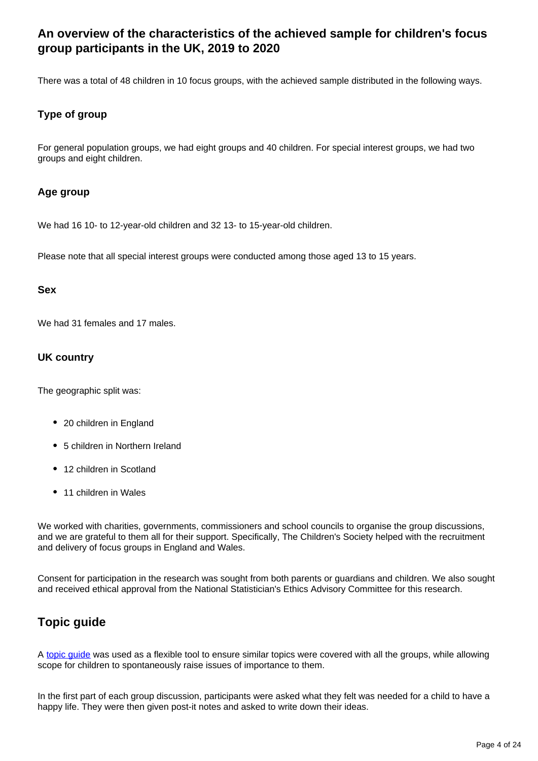## An overview of the characteristics of the achieved sample for children's focus group participants in the UK, 2019 to 2020

There was a total of 48 children in 10 focus groups, with the achieved sample distributed in the following ways.

### Type of group

For general population groups, we had eight groups and 40 children. For special interest groups, we had two groups and eight children.

### Age group

We had 16 10- to 12-year-old children and 32 13- to 15-year-old children.

Please note that all special interest groups were conducted among those aged 13 to 15 years.

### Sex

We had 31 females and 17 males.

### UK country

The geographic split was:

- 20 children in England
- 5 children in Northern Ireland
- 12 children in Scotland
- 11 children in Wales

We worked with charities, governments, commissioners and school councils to organise the group discussions, and we are grateful to them all for their support. Specifically, The Children's Society helped with the recruitment and delivery of focus groups in England and Wales.

Consent for participation in the research was sought from both parents or guardians and children. We also sought and received ethical approval from the National Statistician's Ethics Advisory Committee for this research.

## Topic guide

A topic guide was used as a flexible tool to ensure similar topics were covered with all the groups, while allowing scope for children to spontaneously raise issues of importance to them.

In the first part of each group discussion, participants were asked what they felt was needed for a child to have a happy life. They were then given post-it notes and asked to write down their ideas.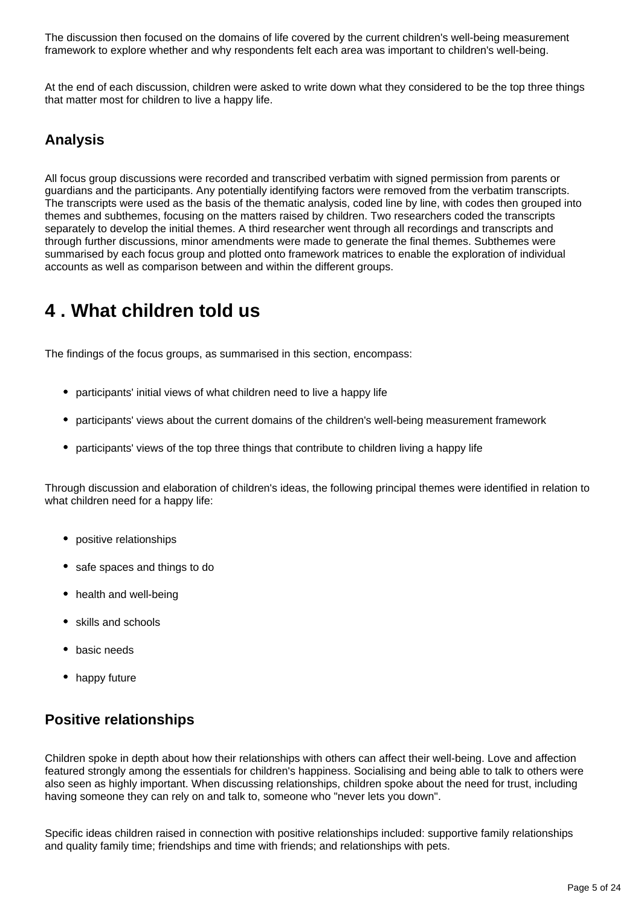The discussion then focused on the domains of life covered by the current children's well-being measurement framework to explore whether and why respondents felt each area was important to children's well-being.

At the end of each discussion, children were asked to write down what they considered to be the top three things that matter most for children to live a happy life.

### Analysis

All focus group discussions were recorded and transcribed verbatim with signed permission from parents or guardians and the participants. Any potentially identifying factors were removed from the verbatim transcripts. The transcripts were used as the basis of the thematic analysis, coded line by line, with codes then grouped into themes and subthemes, focusing on the matters raised by children. Two researchers coded the transcripts separately to develop the initial themes. A third researcher went through all recordings and transcripts and through further discussions, minor amendments were made to generate the final themes. Subthemes were summarised by each focus group and plotted onto framework matrices to enable the exploration of individual accounts as well as comparison between and within the different groups.

## 4 . What children told us

The findings of the focus groups, as summarised in this section, encompass:

- participants' initial views of what children need to live a happy life
- participants' views about the current domains of the children's well-being measurement framework
- participants' views of the top three things that contribute to children living a happy life

Through discussion and elaboration of children's ideas, the following principal themes were identified in relation to what children need for a happy life:

- positive relationships
- safe spaces and things to do
- health and well-being
- skills and schools
- basic needs
- happy future

### Positive relationships

Children spoke in depth about how their relationships with others can affect their well-being. Love and affection featured strongly among the essentials for children's happiness. Socialising and being able to talk to others were also seen as highly important. When discussing relationships, children spoke about the need for trust, including having someone they can rely on and talk to, someone who "never lets you down".

Specific ideas children raised in connection with positive relationships included: supportive family relationships and quality family time; friendships and time with friends; and relationships with pets.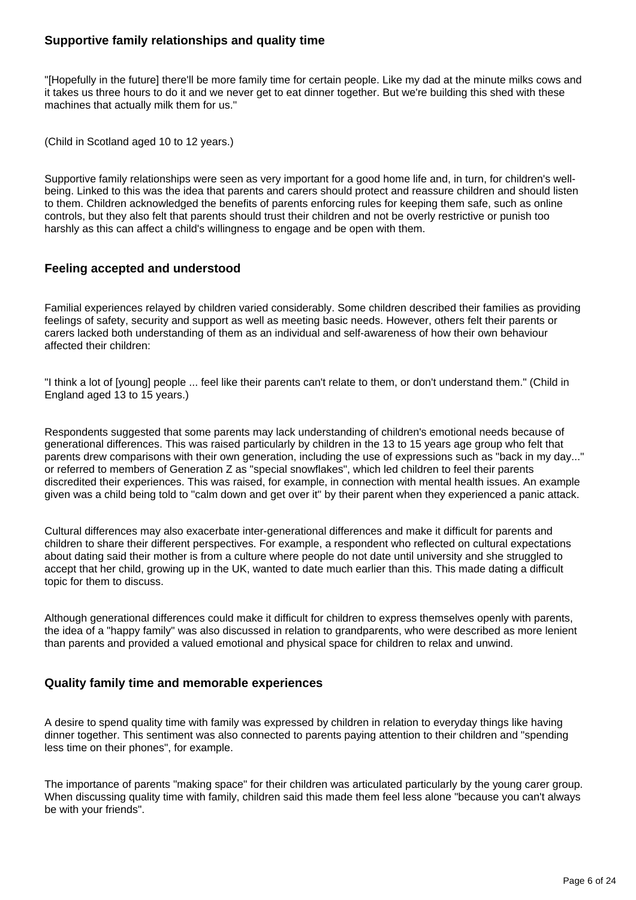### Supportive family relationships and quality time

"[Hopefully in the future] there'll be more family time for certain people. Like my dad at the minute milks cows and it takes us three hours to do it and we never get to eat dinner together. But we're building this shed with these machines that actually milk them for us."

(Child in Scotland aged 10 to 12 years.)

Supportive family relationships were seen as very important for a good home life and, in turn, for children's well-being. Linked to this was the idea that parents and carers should protect and reassure children and should listen to them. Children acknowledged the benefits of parents enforcing rules for keeping them safe, such as online controls, but they also felt that parents should trust their children and not be overly restrictive or punish too harshly as this can affect a child's willingness to engage and be open with them.

### Feeling accepted and understood

Familial experiences relayed by children varied considerably. Some children described their families as providing feelings of safety, security and support as well as meeting basic needs. However, others felt their parents or carers lacked both understanding of them as an individual and self-awareness of how their own behaviour affected their children:

"I think a lot of [young] people ... feel like their parents can't relate to them, or don't understand them." (Child in England aged 13 to 15 years.)

Respondents suggested that some parents may lack understanding of children's emotional needs because of generational differences. This was raised particularly by children in the 13 to 15 years age group who felt that parents drew comparisons with their own generation, including the use of expressions such as "back in my day..." or referred to members of Generation Z as "special snowflakes", which led children to feel their parents discredited their experiences. This was raised, for example, in connection with mental health issues. An example given was a child being told to "calm down and get over it" by their parent when they experienced a panic attack.

Cultural differences may also exacerbate inter-generational differences and make it difficult for parents and children to share their different perspectives. For example, a respondent who reflected on cultural expectations about dating said their mother is from a culture where people do not date until university and she struggled to accept that her child, growing up in the UK, wanted to date much earlier than this. This made dating a difficult topic for them to discuss.

Although generational differences could make it difficult for children to express themselves openly with parents, the idea of a "happy family" was also discussed in relation to grandparents, who were described as more lenient than parents and provided a valued emotional and physical space for children to relax and unwind.

### Quality family time and memorable experiences

A desire to spend quality time with family was expressed by children in relation to everyday things like having dinner together. This sentiment was also connected to parents paying attention to their children and "spending less time on their phones", for example.

The importance of parents "making space" for their children was articulated particularly by the young carer group. When discussing quality time with family, children said this made them feel less alone "because you can't always be with your friends".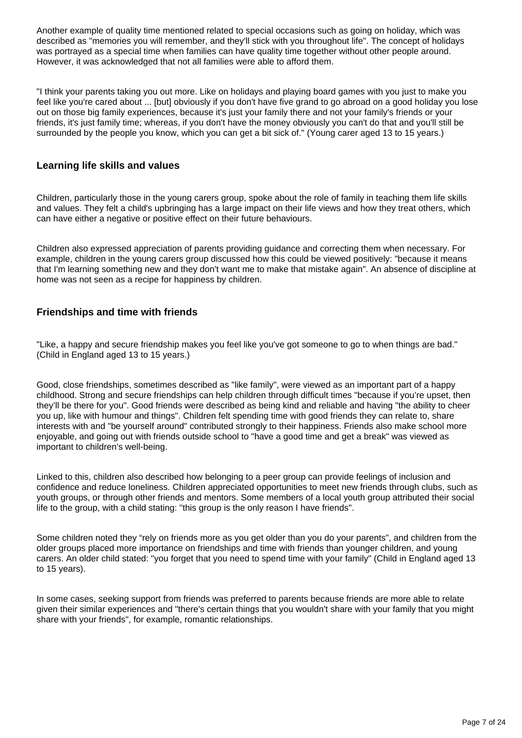Another example of quality time mentioned related to special occasions such as going on holiday, which was described as "memories you will remember, and they'll stick with you throughout life". The concept of holidays was portrayed as a special time when families can have quality time together without other people around. However, it was acknowledged that not all families were able to afford them.

"I think your parents taking you out more. Like on holidays and playing board games with you just to make you feel like you're cared about ... [but] obviously if you don't have five grand to go abroad on a good holiday you lose out on those big family experiences, because it's just your family there and not your family's friends or your friends, it's just family time; whereas, if you don't have the money obviously you can't do that and you'll still be surrounded by the people you know, which you can get a bit sick of." (Young carer aged 13 to 15 years.)

### Learning life skills and values

Children, particularly those in the young carers group, spoke about the role of family in teaching them life skills and values. They felt a child's upbringing has a large impact on their life views and how they treat others, which can have either a negative or positive effect on their future behaviours.

Children also expressed appreciation of parents providing guidance and correcting them when necessary. For example, children in the young carers group discussed how this could be viewed positively: "because it means that I'm learning something new and they don't want me to make that mistake again". An absence of discipline at home was not seen as a recipe for happiness by children.

### Friendships and time with friends

"Like, a happy and secure friendship makes you feel like you've got someone to go to when things are bad." (Child in England aged 13 to 15 years.)

Good, close friendships, sometimes described as "like family", were viewed as an important part of a happy childhood. Strong and secure friendships can help children through difficult times "because if you're upset, then they'll be there for you". Good friends were described as being kind and reliable and having "the ability to cheer you up, like with humour and things". Children felt spending time with good friends they can relate to, share interests with and "be yourself around" contributed strongly to their happiness. Friends also make school more enjoyable, and going out with friends outside school to "have a good time and get a break" was viewed as important to children's well-being.

Linked to this, children also described how belonging to a peer group can provide feelings of inclusion and confidence and reduce loneliness. Children appreciated opportunities to meet new friends through clubs, such as youth groups, or through other friends and mentors. Some members of a local youth group attributed their social life to the group, with a child stating: "this group is the only reason I have friends".

Some children noted they "rely on friends more as you get older than you do your parents", and children from the older groups placed more importance on friendships and time with friends than younger children, and young carers. An older child stated: "you forget that you need to spend time with your family" (Child in England aged 13 to 15 years).

In some cases, seeking support from friends was preferred to parents because friends are more able to relate given their similar experiences and "there's certain things that you wouldn't share with your family that you might share with your friends", for example, romantic relationships.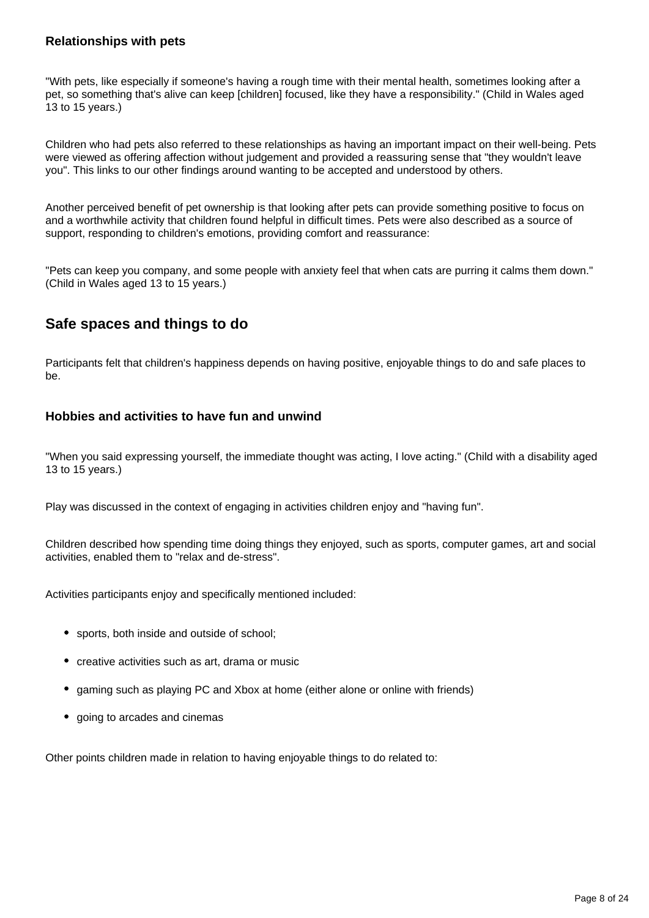### Relationships with pets

"With pets, like especially if someone's having a rough time with their mental health, sometimes looking after a pet, so something that's alive can keep [children] focused, like they have a responsibility." (Child in Wales aged 13 to 15 years.)

Children who had pets also referred to these relationships as having an important impact on their well-being. Pets were viewed as offering affection without judgement and provided a reassuring sense that "they wouldn't leave you". This links to our other findings around wanting to be accepted and understood by others.

Another perceived benefit of pet ownership is that looking after pets can provide something positive to focus on and a worthwhile activity that children found helpful in difficult times. Pets were also described as a source of support, responding to children's emotions, providing comfort and reassurance:

"Pets can keep you company, and some people with anxiety feel that when cats are purring it calms them down." (Child in Wales aged 13 to 15 years.)

## Safe spaces and things to do

Participants felt that children's happiness depends on having positive, enjoyable things to do and safe places to be.

### Hobbies and activities to have fun and unwind

"When you said expressing yourself, the immediate thought was acting, I love acting." (Child with a disability aged 13 to 15 years.)

Play was discussed in the context of engaging in activities children enjoy and "having fun".

Children described how spending time doing things they enjoyed, such as sports, computer games, art and social activities, enabled them to "relax and de-stress".

Activities participants enjoy and specifically mentioned included:

- sports, both inside and outside of school;
- creative activities such as art, drama or music
- gaming such as playing PC and Xbox at home (either alone or online with friends)
- going to arcades and cinemas

Other points children made in relation to having enjoyable things to do related to: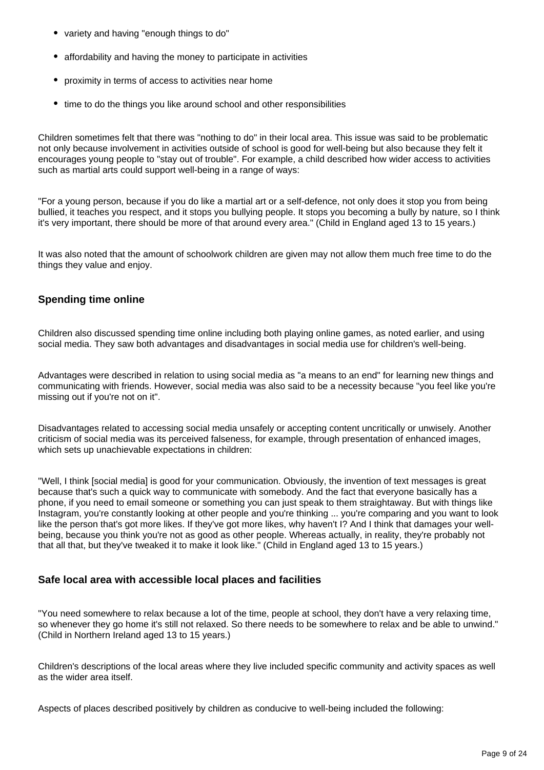- variety and having "enough things to do"
- affordability and having the money to participate in activities
- proximity in terms of access to activities near home
- time to do the things you like around school and other responsibilities

Children sometimes felt that there was "nothing to do" in their local area. This issue was said to be problematic not only because involvement in activities outside of school is good for well-being but also because they felt it encourages young people to "stay out of trouble". For example, a child described how wider access to activities such as martial arts could support well-being in a range of ways:

"For a young person, because if you do like a martial art or a self-defence, not only does it stop you from being bullied, it teaches you respect, and it stops you bullying people. It stops you becoming a bully by nature, so I think it's very important, there should be more of that around every area." (Child in England aged 13 to 15 years.)

It was also noted that the amount of schoolwork children are given may not allow them much free time to do the things they value and enjoy.

### Spending time online

Children also discussed spending time online including both playing online games, as noted earlier, and using social media. They saw both advantages and disadvantages in social media use for children's well-being.

Advantages were described in relation to using social media as "a means to an end" for learning new things and communicating with friends. However, social media was also said to be a necessity because "you feel like you're missing out if you're not on it".

Disadvantages related to accessing social media unsafely or accepting content uncritically or unwisely. Another criticism of social media was its perceived falseness, for example, through presentation of enhanced images, which sets up unachievable expectations in children:

"Well, I think [social media] is good for your communication. Obviously, the invention of text messages is great because that's such a quick way to communicate with somebody. And the fact that everyone basically has a phone, if you need to email someone or something you can just speak to them straightaway. But with things like Instagram, you're constantly looking at other people and you're thinking ... you're comparing and you want to look like the person that's got more likes. If they've got more likes, why haven't I? And I think that damages your well-being, because you think you're not as good as other people. Whereas actually, in reality, they're probably not that all that, but they've tweaked it to make it look like." (Child in England aged 13 to 15 years.)

### Safe local area with accessible local places and facilities

"You need somewhere to relax because a lot of the time, people at school, they don't have a very relaxing time, so whenever they go home it's still not relaxed. So there needs to be somewhere to relax and be able to unwind." (Child in Northern Ireland aged 13 to 15 years.)

Children's descriptions of the local areas where they live included specific community and activity spaces as well as the wider area itself.

Aspects of places described positively by children as conducive to well-being included the following: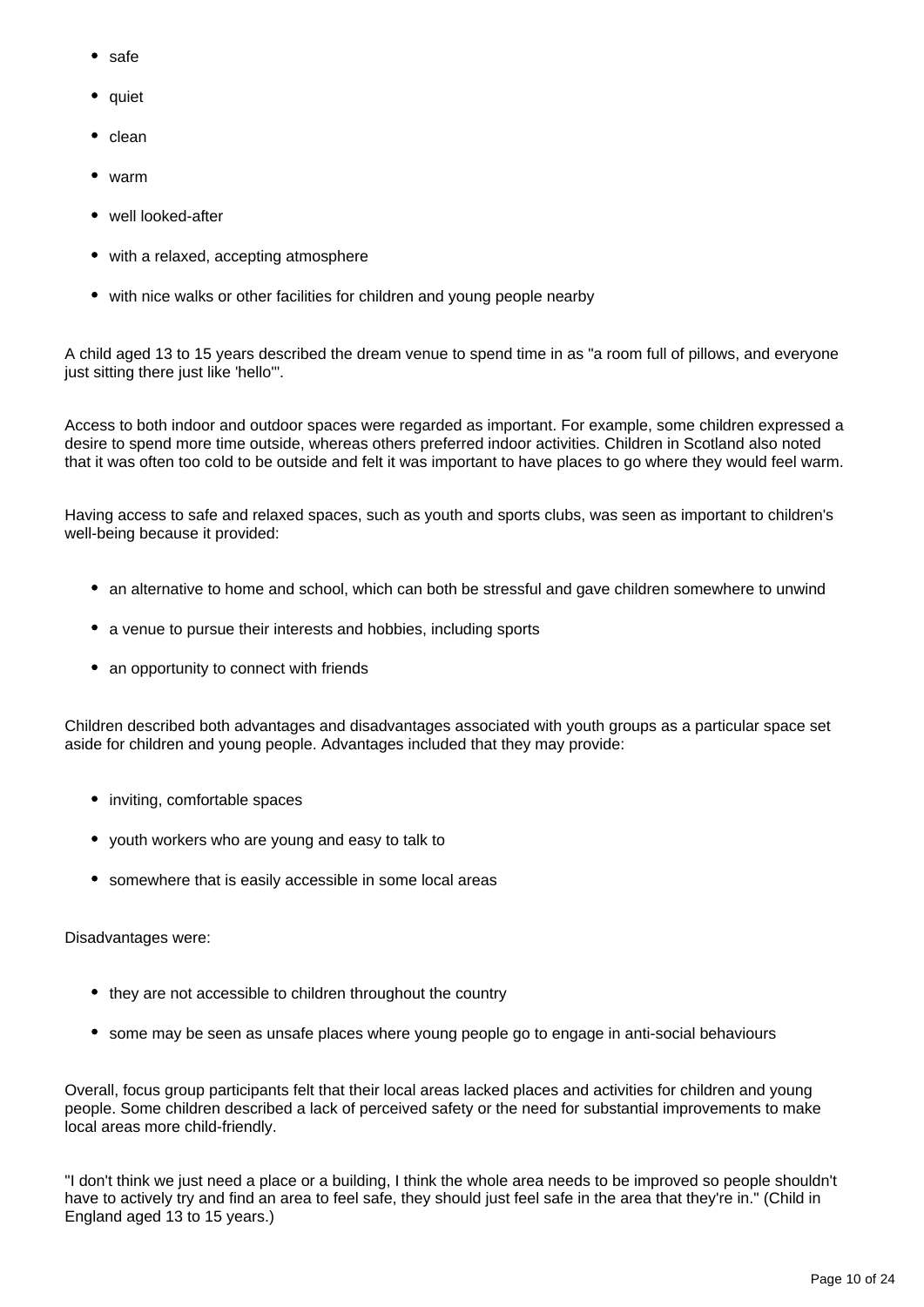- safe
- quiet
- clean
- warm
- well looked-after
- with a relaxed, accepting atmosphere
- with nice walks or other facilities for children and young people nearby

A child aged 13 to 15 years described the dream venue to spend time in as "a room full of pillows, and everyone just sitting there just like 'hello'".

Access to both indoor and outdoor spaces were regarded as important. For example, some children expressed a desire to spend more time outside, whereas others preferred indoor activities. Children in Scotland also noted that it was often too cold to be outside and felt it was important to have places to go where they would feel warm.

Having access to safe and relaxed spaces, such as youth and sports clubs, was seen as important to children's well-being because it provided:

- an alternative to home and school, which can both be stressful and gave children somewhere to unwind
- a venue to pursue their interests and hobbies, including sports
- an opportunity to connect with friends

Children described both advantages and disadvantages associated with youth groups as a particular space set aside for children and young people. Advantages included that they may provide:

- inviting, comfortable spaces
- youth workers who are young and easy to talk to
- somewhere that is easily accessible in some local areas

Disadvantages were:

- they are not accessible to children throughout the country
- some may be seen as unsafe places where young people go to engage in anti-social behaviours

Overall, focus group participants felt that their local areas lacked places and activities for children and young people. Some children described a lack of perceived safety or the need for substantial improvements to make local areas more child-friendly.

"I don't think we just need a place or a building, I think the whole area needs to be improved so people shouldn't have to actively try and find an area to feel safe, they should just feel safe in the area that they're in." (Child in England aged 13 to 15 years.)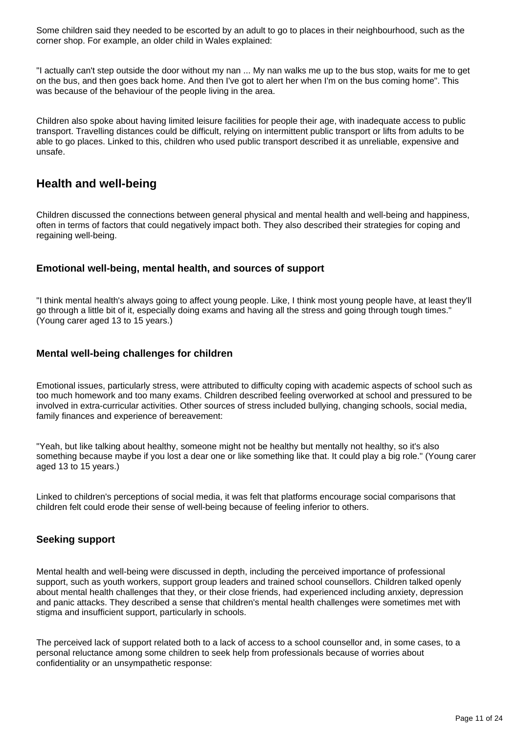Some children said they needed to be escorted by an adult to go to places in their neighbourhood, such as the corner shop. For example, an older child in Wales explained:

"I actually can't step outside the door without my nan ... My nan walks me up to the bus stop, waits for me to get on the bus, and then goes back home. And then I've got to alert her when I'm on the bus coming home". This was because of the behaviour of the people living in the area.

Children also spoke about having limited leisure facilities for people their age, with inadequate access to public transport. Travelling distances could be difficult, relying on intermittent public transport or lifts from adults to be able to go places. Linked to this, children who used public transport described it as unreliable, expensive and unsafe.

## Health and well-being

Children discussed the connections between general physical and mental health and well-being and happiness, often in terms of factors that could negatively impact both. They also described their strategies for coping and regaining well-being.

### Emotional well-being, mental health, and sources of support

"I think mental health's always going to affect young people. Like, I think most young people have, at least they'll go through a little bit of it, especially doing exams and having all the stress and going through tough times." (Young carer aged 13 to 15 years.)

### Mental well-being challenges for children

Emotional issues, particularly stress, were attributed to difficulty coping with academic aspects of school such as too much homework and too many exams. Children described feeling overworked at school and pressured to be involved in extra-curricular activities. Other sources of stress included bullying, changing schools, social media, family finances and experience of bereavement:

"Yeah, but like talking about healthy, someone might not be healthy but mentally not healthy, so it's also something because maybe if you lost a dear one or like something like that. It could play a big role." (Young carer aged 13 to 15 years.)

Linked to children's perceptions of social media, it was felt that platforms encourage social comparisons that children felt could erode their sense of well-being because of feeling inferior to others.

### Seeking support

Mental health and well-being were discussed in depth, including the perceived importance of professional support, such as youth workers, support group leaders and trained school counsellors. Children talked openly about mental health challenges that they, or their close friends, had experienced including anxiety, depression and panic attacks. They described a sense that children's mental health challenges were sometimes met with stigma and insufficient support, particularly in schools.

The perceived lack of support related both to a lack of access to a school counsellor and, in some cases, to a personal reluctance among some children to seek help from professionals because of worries about confidentiality or an unsympathetic response: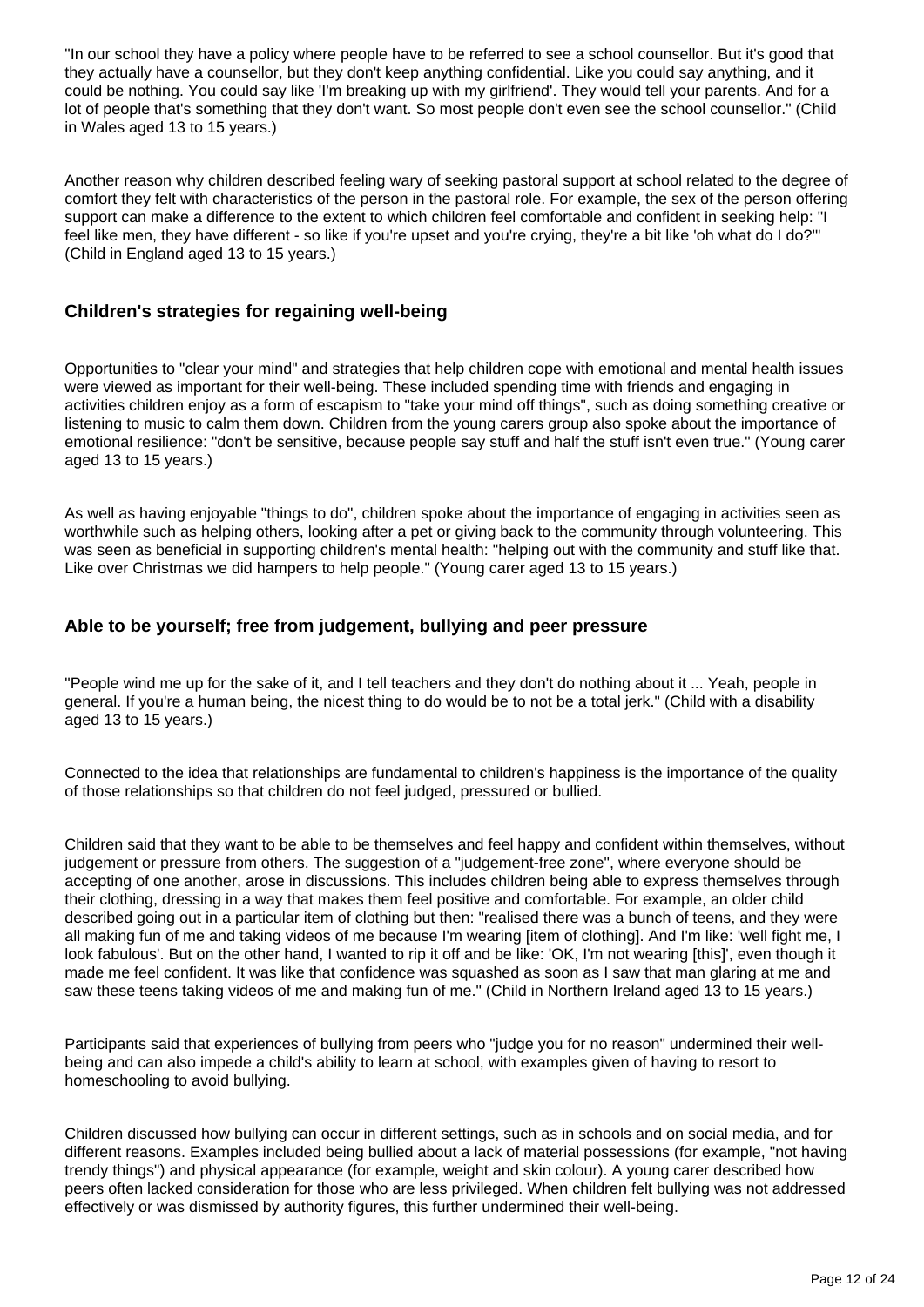"In our school they have a policy where people have to be referred to see a school counsellor. But it's good that they actually have a counsellor, but they don't keep anything confidential. Like you could say anything, and it could be nothing. You could say like 'I'm breaking up with my girlfriend'. They would tell your parents. And for a lot of people that's something that they don't want. So most people don't even see the school counsellor." (Child in Wales aged 13 to 15 years.)

Another reason why children described feeling wary of seeking pastoral support at school related to the degree of comfort they felt with characteristics of the person in the pastoral role. For example, the sex of the person offering support can make a difference to the extent to which children feel comfortable and confident in seeking help: "I feel like men, they have different - so like if you're upset and you're crying, they're a bit like 'oh what do I do?'" (Child in England aged 13 to 15 years.)

### Children's strategies for regaining well-being

Opportunities to "clear your mind" and strategies that help children cope with emotional and mental health issues were viewed as important for their well-being. These included spending time with friends and engaging in activities children enjoy as a form of escapism to "take your mind off things", such as doing something creative or listening to music to calm them down. Children from the young carers group also spoke about the importance of emotional resilience: "don't be sensitive, because people say stuff and half the stuff isn't even true." (Young carer aged 13 to 15 years.)

As well as having enjoyable "things to do", children spoke about the importance of engaging in activities seen as worthwhile such as helping others, looking after a pet or giving back to the community through volunteering. This was seen as beneficial in supporting children's mental health: "helping out with the community and stuff like that. Like over Christmas we did hampers to help people." (Young carer aged 13 to 15 years.)

### Able to be yourself; free from judgement, bullying and peer pressure

"People wind me up for the sake of it, and I tell teachers and they don't do nothing about it ... Yeah, people in general. If you're a human being, the nicest thing to do would be to not be a total jerk." (Child with a disability aged 13 to 15 years.)

Connected to the idea that relationships are fundamental to children's happiness is the importance of the quality of those relationships so that children do not feel judged, pressured or bullied.

Children said that they want to be able to be themselves and feel happy and confident within themselves, without judgement or pressure from others. The suggestion of a "judgement-free zone", where everyone should be accepting of one another, arose in discussions. This includes children being able to express themselves through their clothing, dressing in a way that makes them feel positive and comfortable. For example, an older child described going out in a particular item of clothing but then: "realised there was a bunch of teens, and they were all making fun of me and taking videos of me because I'm wearing [item of clothing]. And I'm like: 'well fight me, I look fabulous'. But on the other hand, I wanted to rip it off and be like: 'OK, I'm not wearing [this]', even though it made me feel confident. It was like that confidence was squashed as soon as I saw that man glaring at me and saw these teens taking videos of me and making fun of me." (Child in Northern Ireland aged 13 to 15 years.)

Participants said that experiences of bullying from peers who "judge you for no reason" undermined their well-being and can also impede a child's ability to learn at school, with examples given of having to resort to homeschooling to avoid bullying.

Children discussed how bullying can occur in different settings, such as in schools and on social media, and for different reasons. Examples included being bullied about a lack of material possessions (for example, "not having trendy things") and physical appearance (for example, weight and skin colour). A young carer described how peers often lacked consideration for those who are less privileged. When children felt bullying was not addressed effectively or was dismissed by authority figures, this further undermined their well-being.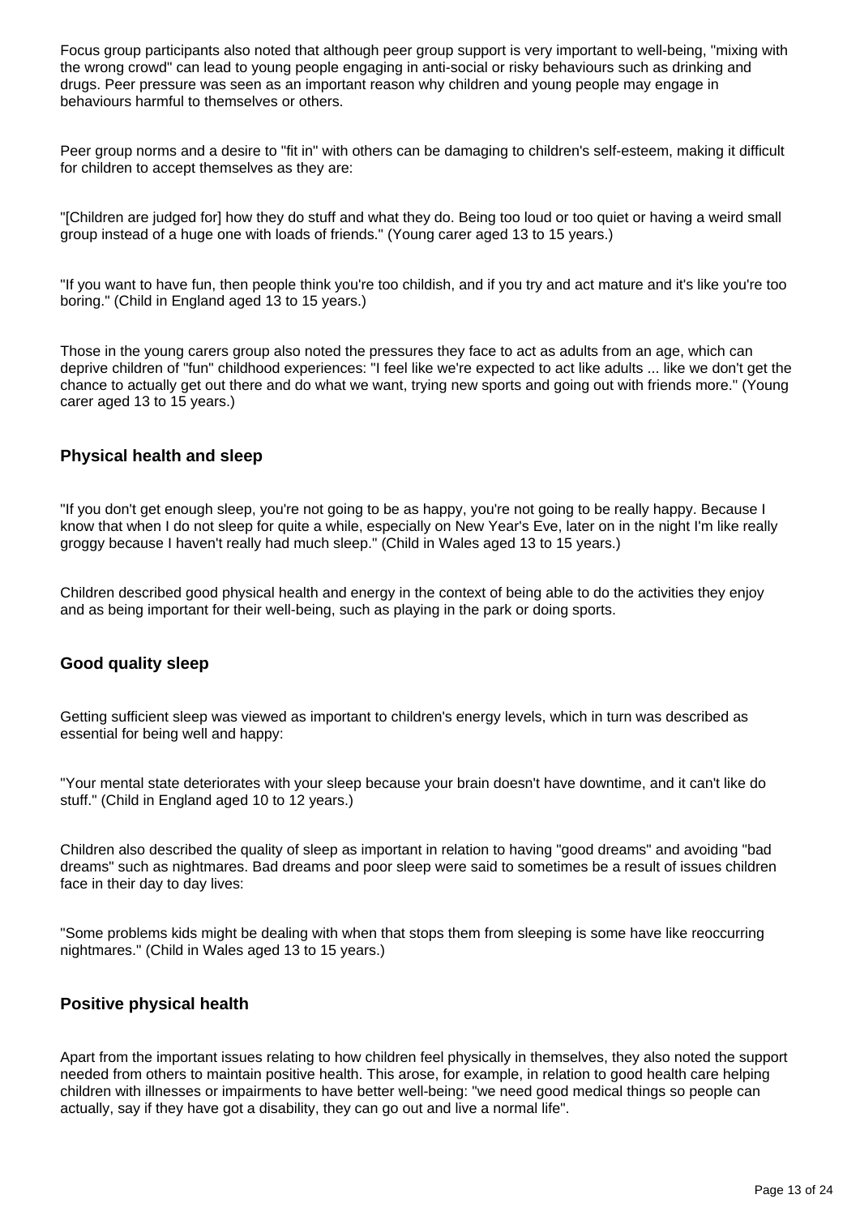Focus group participants also noted that although peer group support is very important to well-being, "mixing with the wrong crowd" can lead to young people engaging in anti-social or risky behaviours such as drinking and drugs. Peer pressure was seen as an important reason why children and young people may engage in behaviours harmful to themselves or others.

Peer group norms and a desire to "fit in" with others can be damaging to children's self-esteem, making it difficult for children to accept themselves as they are:

"[Children are judged for] how they do stuff and what they do. Being too loud or too quiet or having a weird small group instead of a huge one with loads of friends." (Young carer aged 13 to 15 years.)

"If you want to have fun, then people think you're too childish, and if you try and act mature and it's like you're too boring." (Child in England aged 13 to 15 years.)

Those in the young carers group also noted the pressures they face to act as adults from an age, which can deprive children of "fun" childhood experiences: "I feel like we're expected to act like adults ... like we don't get the chance to actually get out there and do what we want, trying new sports and going out with friends more." (Young carer aged 13 to 15 years.)

### Physical health and sleep

"If you don't get enough sleep, you're not going to be as happy, you're not going to be really happy. Because I know that when I do not sleep for quite a while, especially on New Year's Eve, later on in the night I'm like really groggy because I haven't really had much sleep." (Child in Wales aged 13 to 15 years.)

Children described good physical health and energy in the context of being able to do the activities they enjoy and as being important for their well-being, such as playing in the park or doing sports.

### Good quality sleep

Getting sufficient sleep was viewed as important to children's energy levels, which in turn was described as essential for being well and happy:

"Your mental state deteriorates with your sleep because your brain doesn't have downtime, and it can't like do stuff." (Child in England aged 10 to 12 years.)

Children also described the quality of sleep as important in relation to having "good dreams" and avoiding "bad dreams" such as nightmares. Bad dreams and poor sleep were said to sometimes be a result of issues children face in their day to day lives:

"Some problems kids might be dealing with when that stops them from sleeping is some have like reoccurring nightmares." (Child in Wales aged 13 to 15 years.)

### Positive physical health

Apart from the important issues relating to how children feel physically in themselves, they also noted the support needed from others to maintain positive health. This arose, for example, in relation to good health care helping children with illnesses or impairments to have better well-being: "we need good medical things so people can actually, say if they have got a disability, they can go out and live a normal life".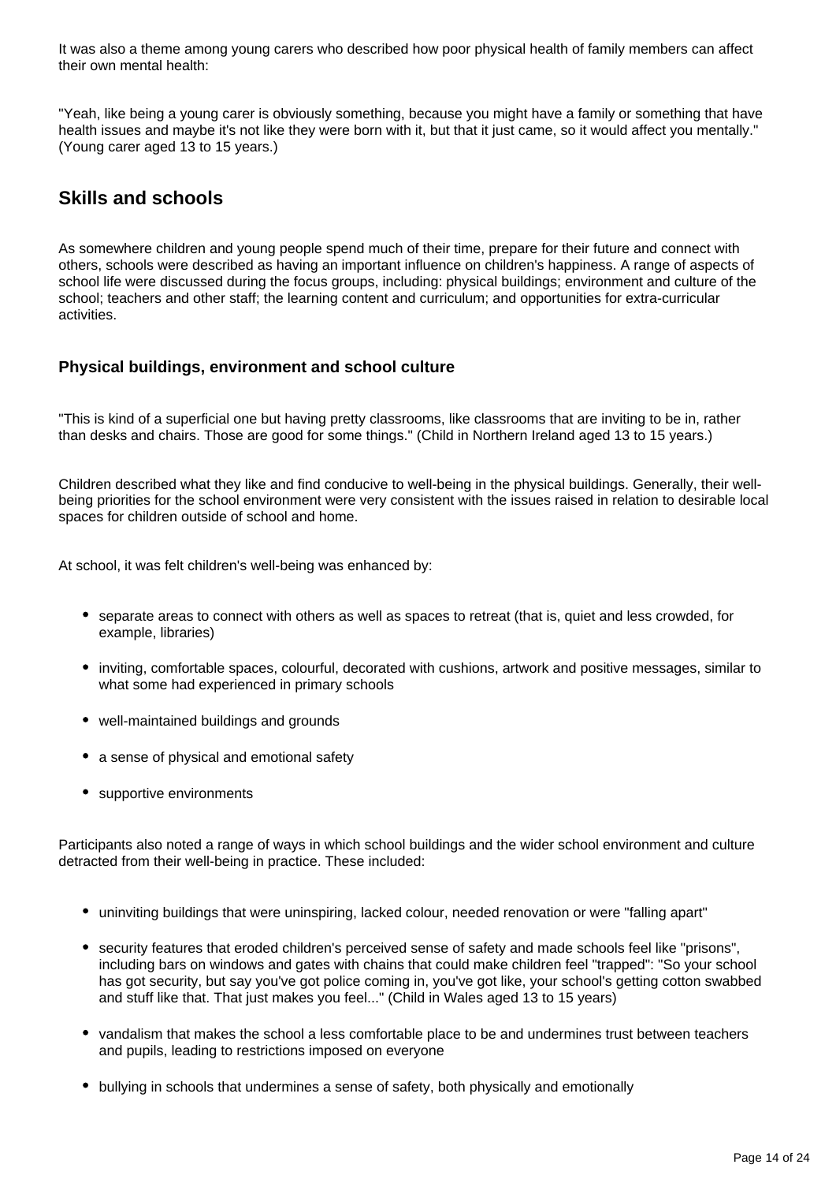It was also a theme among young carers who described how poor physical health of family members can affect their own mental health:

"Yeah, like being a young carer is obviously something, because you might have a family or something that have health issues and maybe it's not like they were born with it, but that it just came, so it would affect you mentally." (Young carer aged 13 to 15 years.)

## Skills and schools

As somewhere children and young people spend much of their time, prepare for their future and connect with others, schools were described as having an important influence on children's happiness. A range of aspects of school life were discussed during the focus groups, including: physical buildings; environment and culture of the school; teachers and other staff; the learning content and curriculum; and opportunities for extra-curricular activities.

### Physical buildings, environment and school culture

"This is kind of a superficial one but having pretty classrooms, like classrooms that are inviting to be in, rather than desks and chairs. Those are good for some things." (Child in Northern Ireland aged 13 to 15 years.)

Children described what they like and find conducive to well-being in the physical buildings. Generally, their well-being priorities for the school environment were very consistent with the issues raised in relation to desirable local spaces for children outside of school and home.

At school, it was felt children's well-being was enhanced by:

- separate areas to connect with others as well as spaces to retreat (that is, quiet and less crowded, for example, libraries)
- inviting, comfortable spaces, colourful, decorated with cushions, artwork and positive messages, similar to what some had experienced in primary schools
- well-maintained buildings and grounds
- a sense of physical and emotional safety
- supportive environments

Participants also noted a range of ways in which school buildings and the wider school environment and culture detracted from their well-being in practice. These included:

- uninviting buildings that were uninspiring, lacked colour, needed renovation or were "falling apart"
- security features that eroded children's perceived sense of safety and made schools feel like "prisons", including bars on windows and gates with chains that could make children feel "trapped": "So your school has got security, but say you've got police coming in, you've got like, your school's getting cotton swabbed and stuff like that. That just makes you feel..." (Child in Wales aged 13 to 15 years)
- vandalism that makes the school a less comfortable place to be and undermines trust between teachers and pupils, leading to restrictions imposed on everyone
- bullying in schools that undermines a sense of safety, both physically and emotionally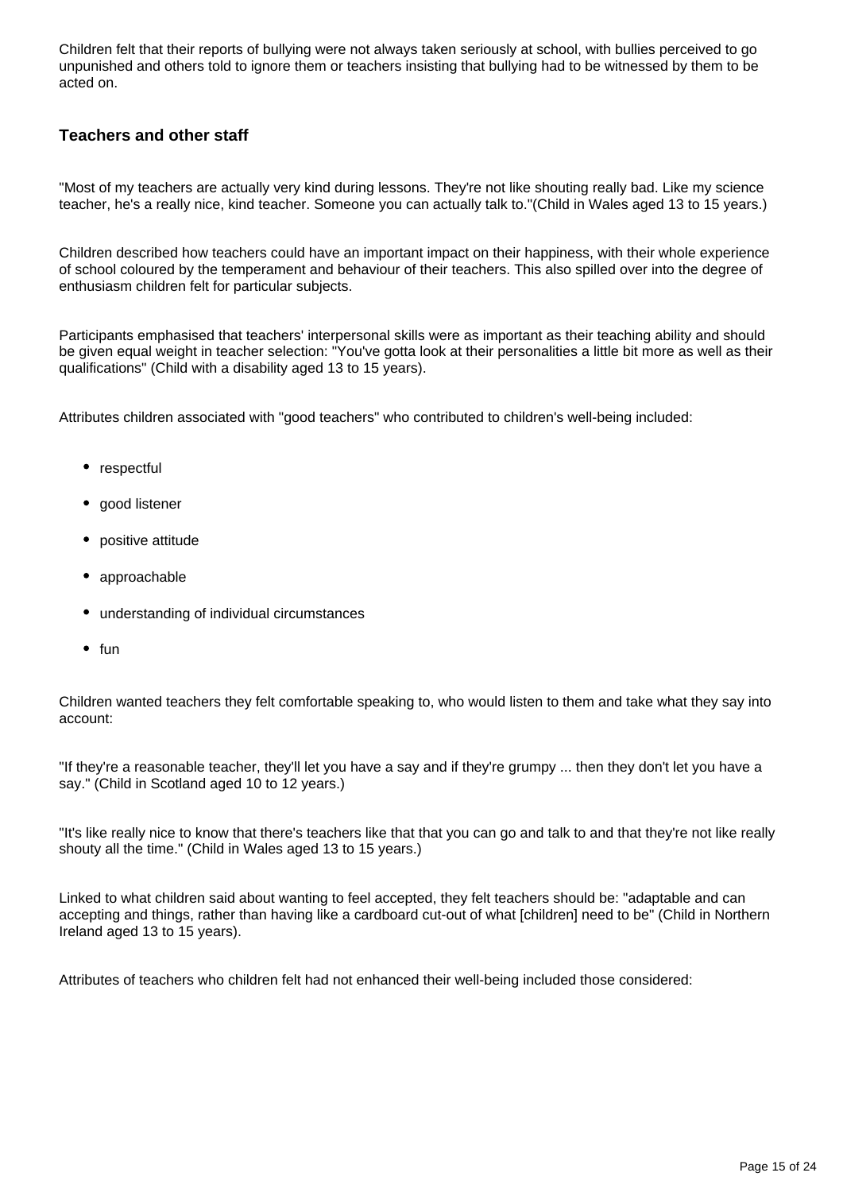Children felt that their reports of bullying were not always taken seriously at school, with bullies perceived to go unpunished and others told to ignore them or teachers insisting that bullying had to be witnessed by them to be acted on.

### Teachers and other staff

"Most of my teachers are actually very kind during lessons. They're not like shouting really bad. Like my science teacher, he's a really nice, kind teacher. Someone you can actually talk to."(Child in Wales aged 13 to 15 years.)

Children described how teachers could have an important impact on their happiness, with their whole experience of school coloured by the temperament and behaviour of their teachers. This also spilled over into the degree of enthusiasm children felt for particular subjects.

Participants emphasised that teachers' interpersonal skills were as important as their teaching ability and should be given equal weight in teacher selection: "You've gotta look at their personalities a little bit more as well as their qualifications" (Child with a disability aged 13 to 15 years).

Attributes children associated with "good teachers" who contributed to children's well-being included:

- respectful
- good listener
- positive attitude
- approachable
- understanding of individual circumstances
- fun

Children wanted teachers they felt comfortable speaking to, who would listen to them and take what they say into account:

"If they're a reasonable teacher, they'll let you have a say and if they're grumpy ... then they don't let you have a say." (Child in Scotland aged 10 to 12 years.)

"It's like really nice to know that there's teachers like that that you can go and talk to and that they're not like really shouty all the time." (Child in Wales aged 13 to 15 years.)

Linked to what children said about wanting to feel accepted, they felt teachers should be: "adaptable and can accepting and things, rather than having like a cardboard cut-out of what [children] need to be" (Child in Northern Ireland aged 13 to 15 years).

Attributes of teachers who children felt had not enhanced their well-being included those considered: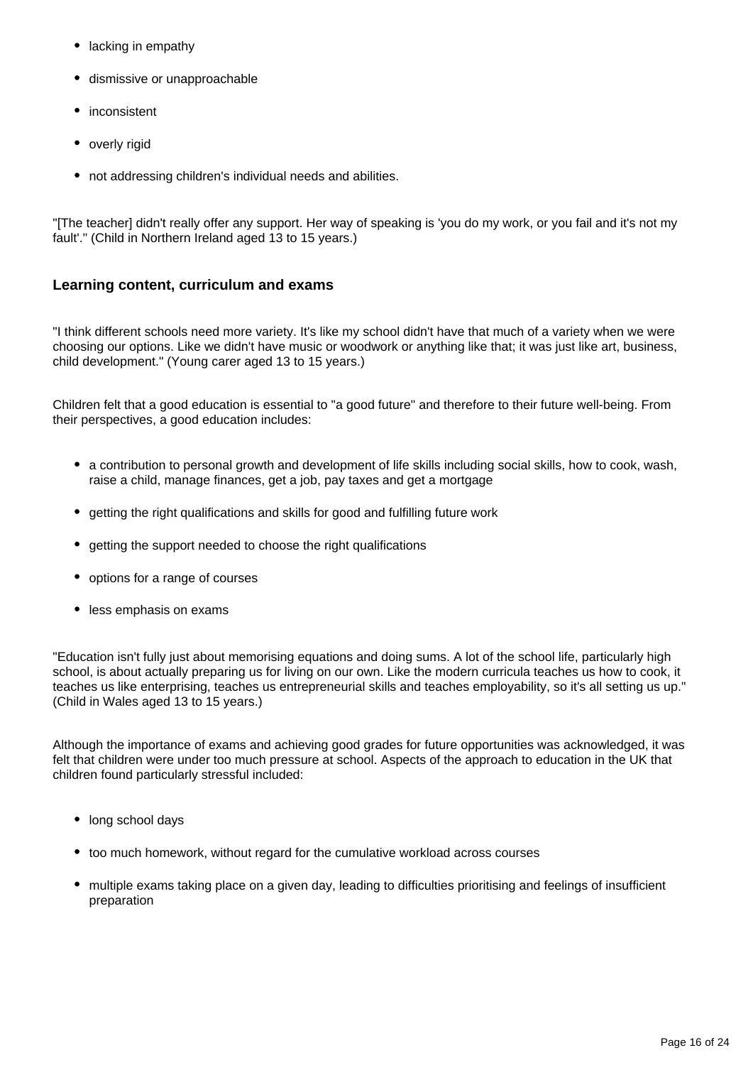- lacking in empathy
- dismissive or unapproachable
- inconsistent
- overly rigid
- not addressing children's individual needs and abilities.

"[The teacher] didn't really offer any support. Her way of speaking is 'you do my work, or you fail and it's not my fault'." (Child in Northern Ireland aged 13 to 15 years.)

### Learning content, curriculum and exams

"I think different schools need more variety. It's like my school didn't have that much of a variety when we were choosing our options. Like we didn't have music or woodwork or anything like that; it was just like art, business, child development." (Young carer aged 13 to 15 years.)

Children felt that a good education is essential to "a good future" and therefore to their future well-being. From their perspectives, a good education includes:

- a contribution to personal growth and development of life skills including social skills, how to cook, wash, raise a child, manage finances, get a job, pay taxes and get a mortgage
- getting the right qualifications and skills for good and fulfilling future work
- getting the support needed to choose the right qualifications
- options for a range of courses
- less emphasis on exams

"Education isn't fully just about memorising equations and doing sums. A lot of the school life, particularly high school, is about actually preparing us for living on our own. Like the modern curricula teaches us how to cook, it teaches us like enterprising, teaches us entrepreneurial skills and teaches employability, so it's all setting us up." (Child in Wales aged 13 to 15 years.)

Although the importance of exams and achieving good grades for future opportunities was acknowledged, it was felt that children were under too much pressure at school. Aspects of the approach to education in the UK that children found particularly stressful included:

- long school days
- too much homework, without regard for the cumulative workload across courses
- multiple exams taking place on a given day, leading to difficulties prioritising and feelings of insufficient preparation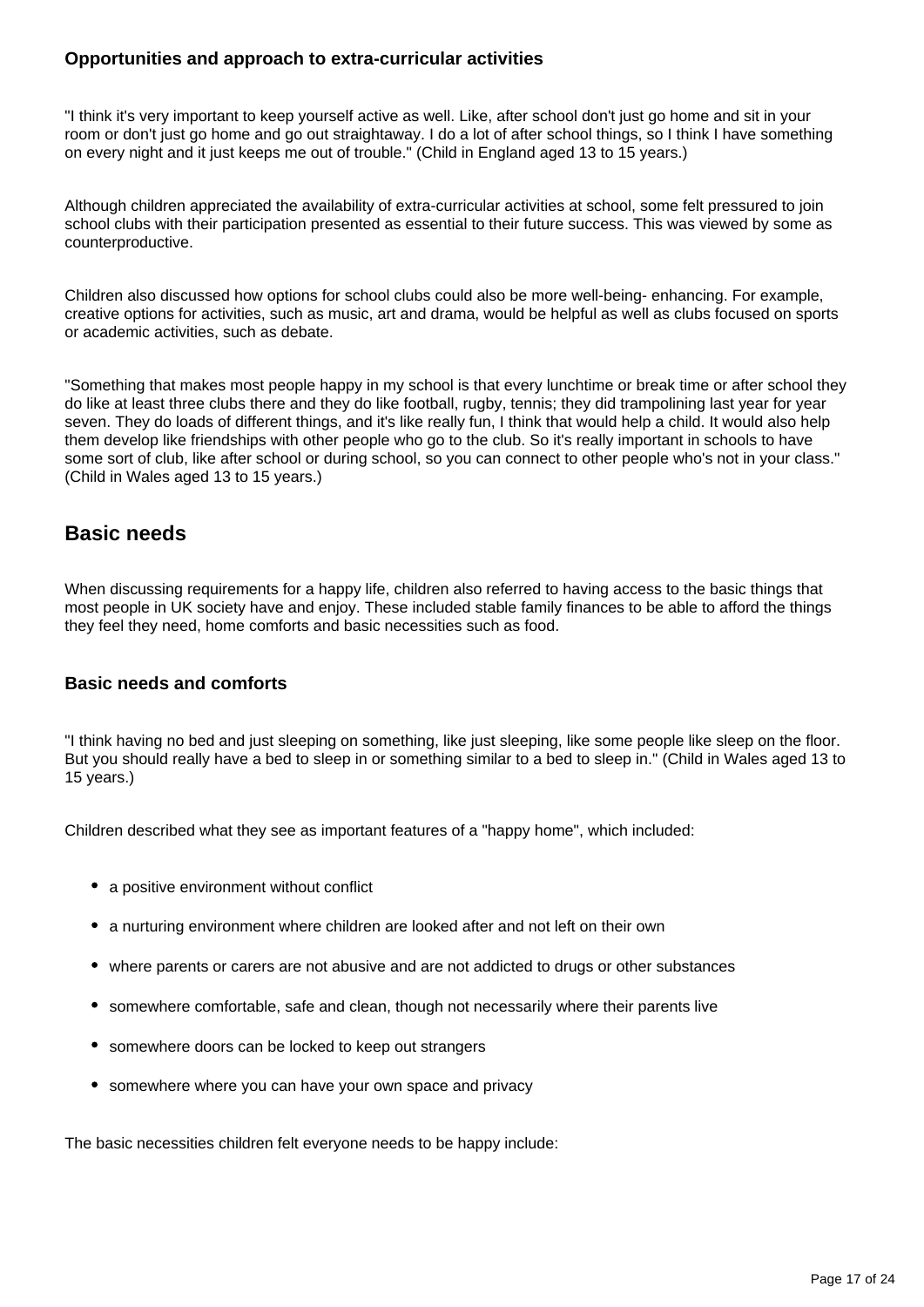### Opportunities and approach to extra-curricular activities

"I think it's very important to keep yourself active as well. Like, after school don't just go home and sit in your room or don't just go home and go out straightaway. I do a lot of after school things, so I think I have something on every night and it just keeps me out of trouble." (Child in England aged 13 to 15 years.)

Although children appreciated the availability of extra-curricular activities at school, some felt pressured to join school clubs with their participation presented as essential to their future success. This was viewed by some as counterproductive.

Children also discussed how options for school clubs could also be more well-being- enhancing. For example, creative options for activities, such as music, art and drama, would be helpful as well as clubs focused on sports or academic activities, such as debate.

"Something that makes most people happy in my school is that every lunchtime or break time or after school they do like at least three clubs there and they do like football, rugby, tennis; they did trampolining last year for year seven. They do loads of different things, and it's like really fun, I think that would help a child. It would also help them develop like friendships with other people who go to the club. So it's really important in schools to have some sort of club, like after school or during school, so you can connect to other people who's not in your class." (Child in Wales aged 13 to 15 years.)

## Basic needs

When discussing requirements for a happy life, children also referred to having access to the basic things that most people in UK society have and enjoy. These included stable family finances to be able to afford the things they feel they need, home comforts and basic necessities such as food.

### Basic needs and comforts

"I think having no bed and just sleeping on something, like just sleeping, like some people like sleep on the floor. But you should really have a bed to sleep in or something similar to a bed to sleep in." (Child in Wales aged 13 to 15 years.)

Children described what they see as important features of a "happy home", which included:

- a positive environment without conflict
- a nurturing environment where children are looked after and not left on their own
- where parents or carers are not abusive and are not addicted to drugs or other substances
- somewhere comfortable, safe and clean, though not necessarily where their parents live
- somewhere doors can be locked to keep out strangers
- somewhere where you can have your own space and privacy

The basic necessities children felt everyone needs to be happy include: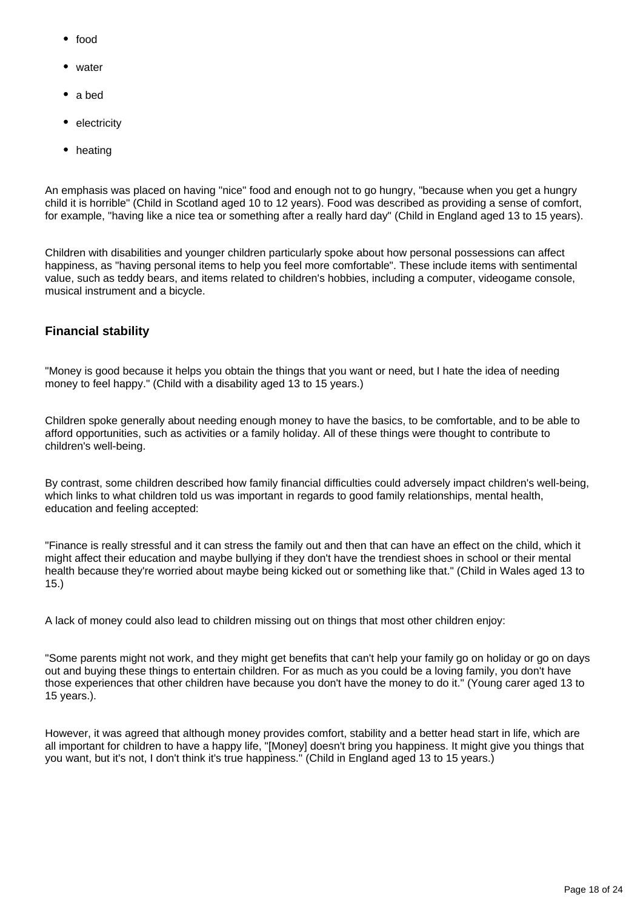- food
- water
- a bed
- electricity
- heating

An emphasis was placed on having "nice" food and enough not to go hungry, "because when you get a hungry child it is horrible" (Child in Scotland aged 10 to 12 years). Food was described as providing a sense of comfort, for example, "having like a nice tea or something after a really hard day" (Child in England aged 13 to 15 years).

Children with disabilities and younger children particularly spoke about how personal possessions can affect happiness, as "having personal items to help you feel more comfortable". These include items with sentimental value, such as teddy bears, and items related to children's hobbies, including a computer, videogame console, musical instrument and a bicycle.

### Financial stability

"Money is good because it helps you obtain the things that you want or need, but I hate the idea of needing money to feel happy." (Child with a disability aged 13 to 15 years.)

Children spoke generally about needing enough money to have the basics, to be comfortable, and to be able to afford opportunities, such as activities or a family holiday. All of these things were thought to contribute to children's well-being.

By contrast, some children described how family financial difficulties could adversely impact children's well-being, which links to what children told us was important in regards to good family relationships, mental health, education and feeling accepted:

"Finance is really stressful and it can stress the family out and then that can have an effect on the child, which it might affect their education and maybe bullying if they don't have the trendiest shoes in school or their mental health because they're worried about maybe being kicked out or something like that." (Child in Wales aged 13 to 15.)

A lack of money could also lead to children missing out on things that most other children enjoy:

"Some parents might not work, and they might get benefits that can't help your family go on holiday or go on days out and buying these things to entertain children. For as much as you could be a loving family, you don't have those experiences that other children have because you don't have the money to do it." (Young carer aged 13 to 15 years.).

However, it was agreed that although money provides comfort, stability and a better head start in life, which are all important for children to have a happy life, "[Money] doesn't bring you happiness. It might give you things that you want, but it's not, I don't think it's true happiness." (Child in England aged 13 to 15 years.)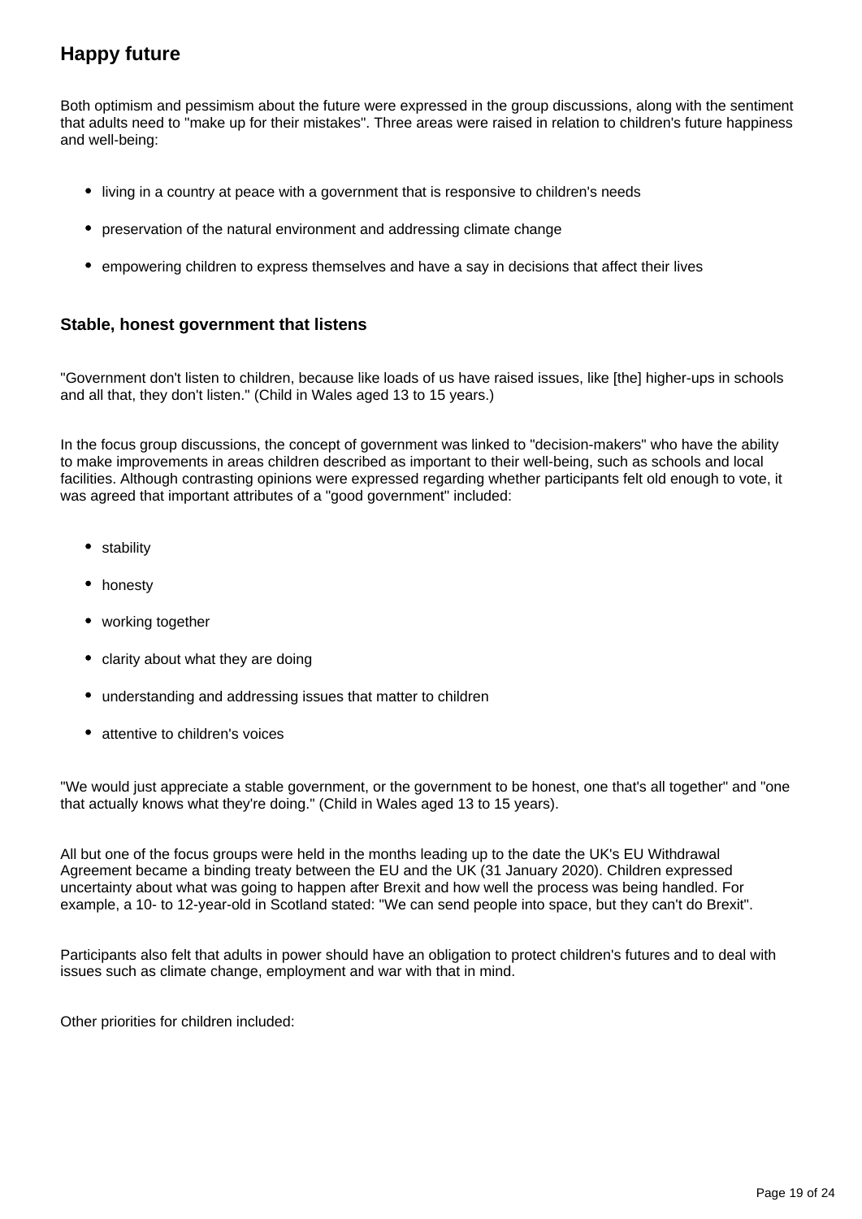## Happy future

Both optimism and pessimism about the future were expressed in the group discussions, along with the sentiment that adults need to "make up for their mistakes". Three areas were raised in relation to children's future happiness and well-being:

- living in a country at peace with a government that is responsive to children's needs
- preservation of the natural environment and addressing climate change
- empowering children to express themselves and have a say in decisions that affect their lives

### Stable, honest government that listens

"Government don't listen to children, because like loads of us have raised issues, like [the] higher-ups in schools and all that, they don't listen." (Child in Wales aged 13 to 15 years.)

In the focus group discussions, the concept of government was linked to "decision-makers" who have the ability to make improvements in areas children described as important to their well-being, such as schools and local facilities. Although contrasting opinions were expressed regarding whether participants felt old enough to vote, it was agreed that important attributes of a "good government" included:

- stability
- honesty
- working together
- clarity about what they are doing
- understanding and addressing issues that matter to children
- attentive to children's voices

"We would just appreciate a stable government, or the government to be honest, one that's all together" and "one that actually knows what they're doing." (Child in Wales aged 13 to 15 years).

All but one of the focus groups were held in the months leading up to the date the UK's EU Withdrawal Agreement became a binding treaty between the EU and the UK (31 January 2020). Children expressed uncertainty about what was going to happen after Brexit and how well the process was being handled. For example, a 10- to 12-year-old in Scotland stated: "We can send people into space, but they can't do Brexit".

Participants also felt that adults in power should have an obligation to protect children's futures and to deal with issues such as climate change, employment and war with that in mind.

Other priorities for children included: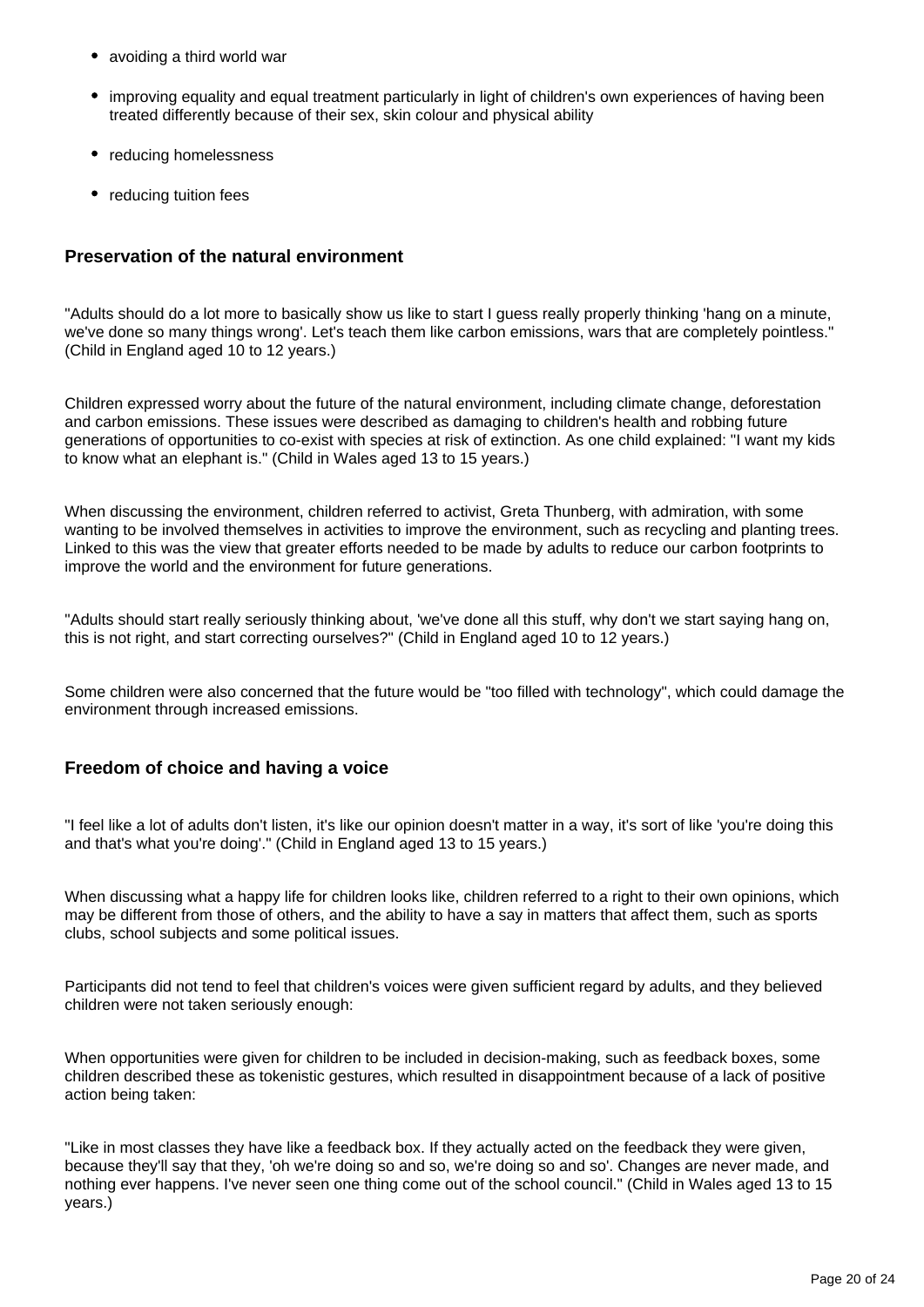- avoiding a third world war
- improving equality and equal treatment particularly in light of children's own experiences of having been treated differently because of their sex, skin colour and physical ability
- reducing homelessness
- reducing tuition fees

### Preservation of the natural environment

"Adults should do a lot more to basically show us like to start I guess really properly thinking 'hang on a minute, we've done so many things wrong'. Let's teach them like carbon emissions, wars that are completely pointless." (Child in England aged 10 to 12 years.)

Children expressed worry about the future of the natural environment, including climate change, deforestation and carbon emissions. These issues were described as damaging to children's health and robbing future generations of opportunities to co-exist with species at risk of extinction. As one child explained: "I want my kids to know what an elephant is." (Child in Wales aged 13 to 15 years.)

When discussing the environment, children referred to activist, Greta Thunberg, with admiration, with some wanting to be involved themselves in activities to improve the environment, such as recycling and planting trees. Linked to this was the view that greater efforts needed to be made by adults to reduce our carbon footprints to improve the world and the environment for future generations.

"Adults should start really seriously thinking about, 'we've done all this stuff, why don't we start saying hang on, this is not right, and start correcting ourselves?" (Child in England aged 10 to 12 years.)

Some children were also concerned that the future would be "too filled with technology", which could damage the environment through increased emissions.

### Freedom of choice and having a voice

"I feel like a lot of adults don't listen, it's like our opinion doesn't matter in a way, it's sort of like 'you're doing this and that's what you're doing'." (Child in England aged 13 to 15 years.)

When discussing what a happy life for children looks like, children referred to a right to their own opinions, which may be different from those of others, and the ability to have a say in matters that affect them, such as sports clubs, school subjects and some political issues.

Participants did not tend to feel that children's voices were given sufficient regard by adults, and they believed children were not taken seriously enough:

When opportunities were given for children to be included in decision-making, such as feedback boxes, some children described these as tokenistic gestures, which resulted in disappointment because of a lack of positive action being taken:

"Like in most classes they have like a feedback box. If they actually acted on the feedback they were given, because they'll say that they, 'oh we're doing so and so, we're doing so and so'. Changes are never made, and nothing ever happens. I've never seen one thing come out of the school council." (Child in Wales aged 13 to 15 years.)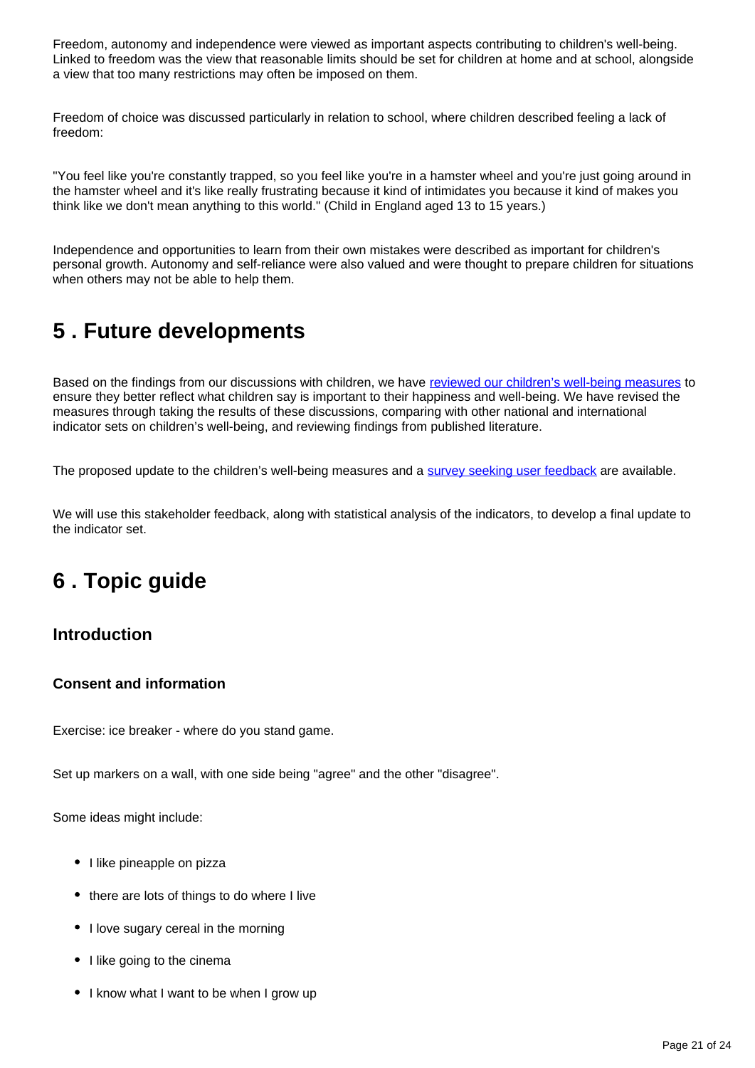Freedom, autonomy and independence were viewed as important aspects contributing to children's well-being. Linked to freedom was the view that reasonable limits should be set for children at home and at school, alongside a view that too many restrictions may often be imposed on them.

Freedom of choice was discussed particularly in relation to school, where children described feeling a lack of freedom:

"You feel like you're constantly trapped, so you feel like you're in a hamster wheel and you're just going around in the hamster wheel and it's like really frustrating because it kind of intimidates you because it kind of makes you think like we don't mean anything to this world." (Child in England aged 13 to 15 years.)

Independence and opportunities to learn from their own mistakes were described as important for children's personal growth. Autonomy and self-reliance were also valued and were thought to prepare children for situations when others may not be able to help them.

## 5 . Future developments

Based on the findings from our discussions with children, we have reviewed our children's well-being measures to ensure they better reflect what children say is important to their happiness and well-being. We have revised the measures through taking the results of these discussions, comparing with other national and international indicator sets on children's well-being, and reviewing findings from published literature.

The proposed update to the children's well-being measures and a survey seeking user feedback are available.

We will use this stakeholder feedback, along with statistical analysis of the indicators, to develop a final update to the indicator set.

## 6 . Topic guide

### Introduction

#### Consent and information

Exercise: ice breaker - where do you stand game.

Set up markers on a wall, with one side being "agree" and the other "disagree".

Some ideas might include:

- I like pineapple on pizza
- there are lots of things to do where I live
- I love sugary cereal in the morning
- I like going to the cinema
- I know what I want to be when I grow up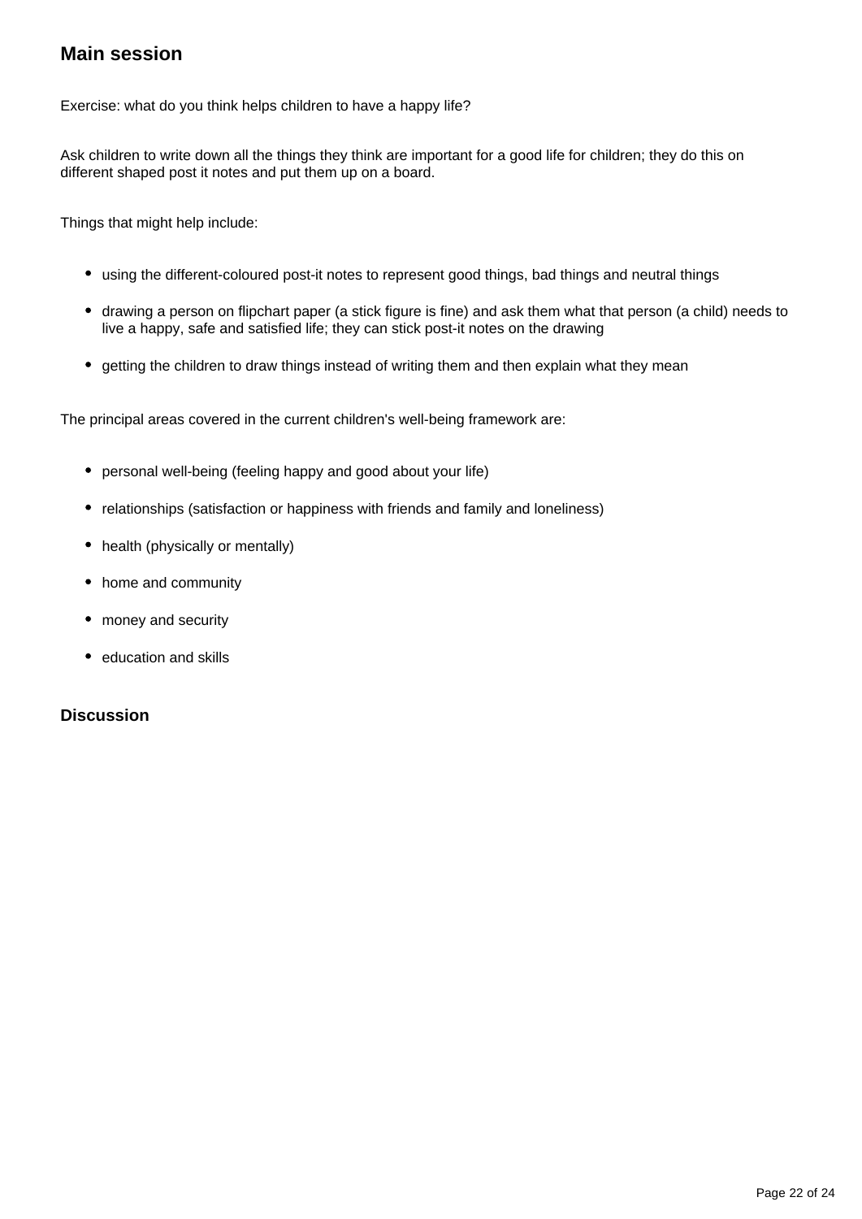## Main session

Exercise: what do you think helps children to have a happy life?

Ask children to write down all the things they think are important for a good life for children; they do this on different shaped post it notes and put them up on a board.

Things that might help include:

- using the different-coloured post-it notes to represent good things, bad things and neutral things
- drawing a person on flipchart paper (a stick figure is fine) and ask them what that person (a child) needs to live a happy, safe and satisfied life; they can stick post-it notes on the drawing
- getting the children to draw things instead of writing them and then explain what they mean

The principal areas covered in the current children's well-being framework are:

- personal well-being (feeling happy and good about your life)
- relationships (satisfaction or happiness with friends and family and loneliness)
- health (physically or mentally)
- home and community
- money and security
- education and skills

### Discussion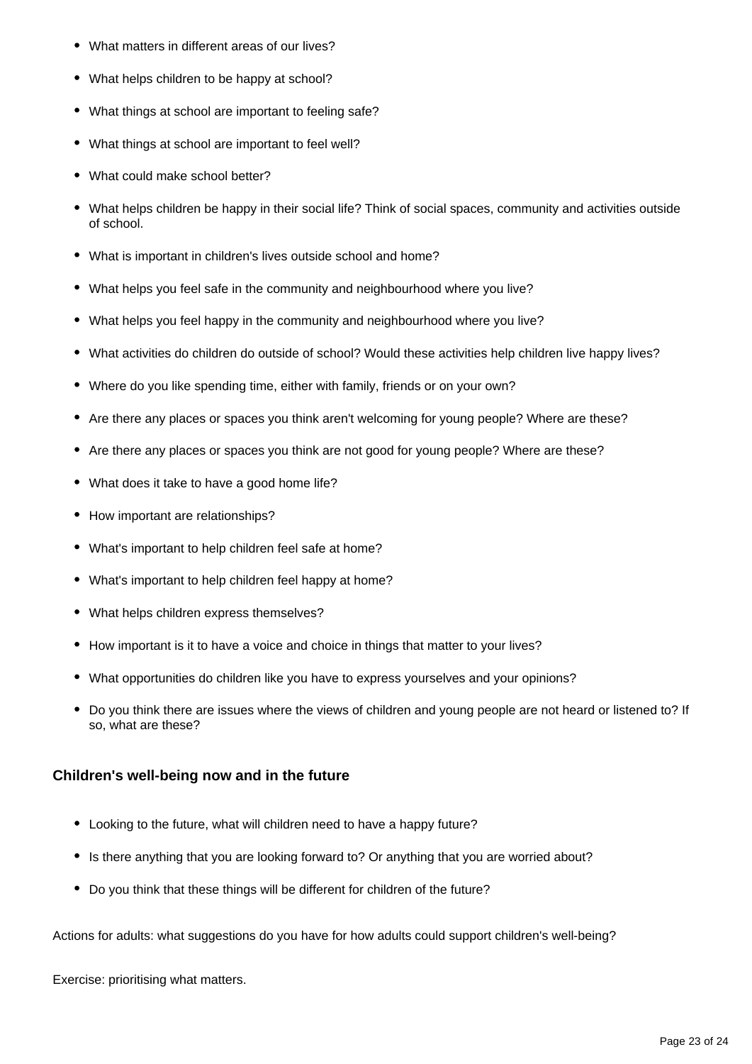- What matters in different areas of our lives?
- What helps children to be happy at school?
- What things at school are important to feeling safe?
- What things at school are important to feel well?
- What could make school better?
- What helps children be happy in their social life? Think of social spaces, community and activities outside of school.
- What is important in children's lives outside school and home?
- What helps you feel safe in the community and neighbourhood where you live?
- What helps you feel happy in the community and neighbourhood where you live?
- What activities do children do outside of school? Would these activities help children live happy lives?
- Where do you like spending time, either with family, friends or on your own?
- Are there any places or spaces you think aren't welcoming for young people? Where are these?
- Are there any places or spaces you think are not good for young people? Where are these?
- What does it take to have a good home life?
- How important are relationships?
- What's important to help children feel safe at home?
- What's important to help children feel happy at home?
- What helps children express themselves?
- How important is it to have a voice and choice in things that matter to your lives?
- What opportunities do children like you have to express yourselves and your opinions?
- Do you think there are issues where the views of children and young people are not heard or listened to? If so, what are these?

### Children's well-being now and in the future

- Looking to the future, what will children need to have a happy future?
- Is there anything that you are looking forward to? Or anything that you are worried about?
- Do you think that these things will be different for children of the future?

Actions for adults: what suggestions do you have for how adults could support children's well-being?

Exercise: prioritising what matters.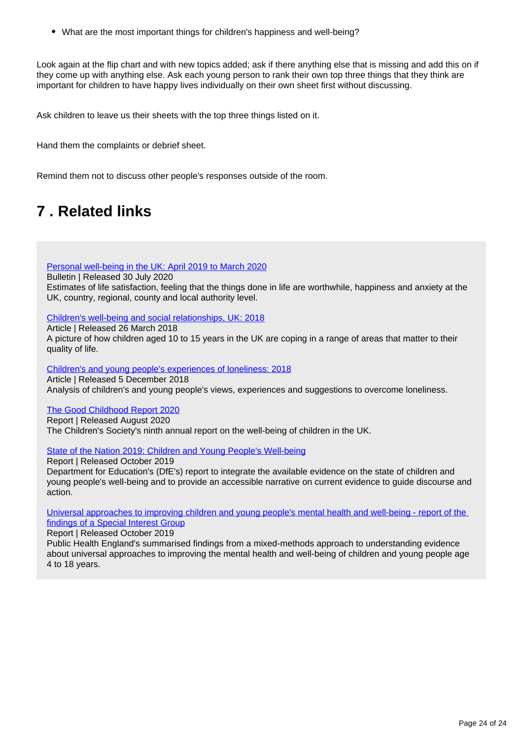- What are the most important things for children's happiness and well-being?

Look again at the flip chart and with new topics added; ask if there anything else that is missing and add this on if they come up with anything else. Ask each young person to rank their own top three things that they think are important for children to have happy lives individually on their own sheet first without discussing.

Ask children to leave us their sheets with the top three things listed on it.

Hand them the complaints or debrief sheet.

Remind them not to discuss other people's responses outside of the room.

## 7 . Related links

[Personal well-being in the UK: April 2019 to March 2020]
Bulletin | Released 30 July 2020
Estimates of life satisfaction, feeling that the things done in life are worthwhile, happiness and anxiety at the UK, country, regional, county and local authority level.

[Children's well-being and social relationships, UK: 2018]
Article | Released 26 March 2018
A picture of how children aged 10 to 15 years in the UK are coping in a range of areas that matter to their quality of life.

[Children's and young people's experiences of loneliness: 2018]
Article | Released 5 December 2018
Analysis of children's and young people's views, experiences and suggestions to overcome loneliness.

[The Good Childhood Report 2020]
Report | Released August 2020
The Children's Society's ninth annual report on the well-being of children in the UK.

[State of the Nation 2019: Children and Young People's Well-being]
Report | Released October 2019
Department for Education's (DfE's) report to integrate the available evidence on the state of children and young people's well-being and to provide an accessible narrative on current evidence to guide discourse and action.

[Universal approaches to improving children and young people's mental health and well-being - report of the findings of a Special Interest Group]
Report | Released October 2019
Public Health England's summarised findings from a mixed-methods approach to understanding evidence about universal approaches to improving the mental health and well-being of children and young people age 4 to 18 years.